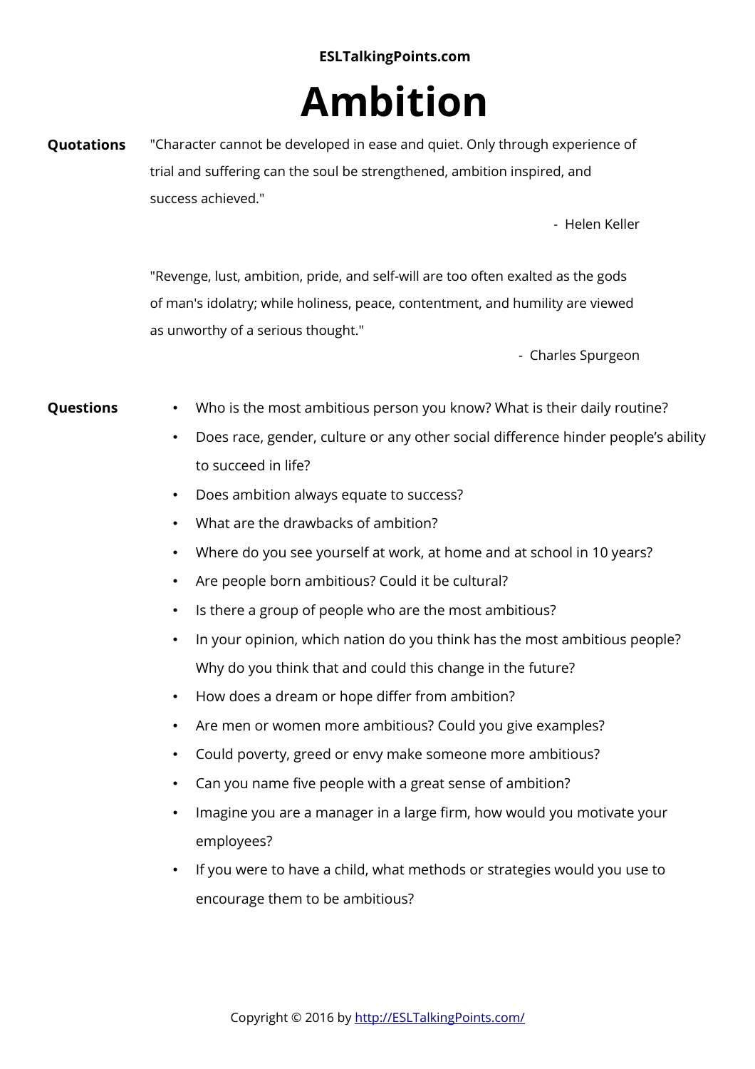**ESLTalkingPoints.com**

# Ambition

**Quotations**

"Character cannot be developed in ease and quiet. Only through experience of trial and suffering can the soul be strengthened, ambition inspired, and success achieved."

- Helen Keller

"Revenge, lust, ambition, pride, and self-will are too often exalted as the gods of man's idolatry; while holiness, peace, contentment, and humility are viewed as unworthy of a serious thought."

- Charles Spurgeon

**Questions**

- Who is the most ambitious person you know? What is their daily routine?
- Does race, gender, culture or any other social difference hinder people's ability to succeed in life?
- Does ambition always equate to success?
- What are the drawbacks of ambition?
- Where do you see yourself at work, at home and at school in 10 years?
- Are people born ambitious? Could it be cultural?
- Is there a group of people who are the most ambitious?
- In your opinion, which nation do you think has the most ambitious people? Why do you think that and could this change in the future?
- How does a dream or hope differ from ambition?
- Are men or women more ambitious? Could you give examples?
- Could poverty, greed or envy make someone more ambitious?
- Can you name five people with a great sense of ambition?
- Imagine you are a manager in a large firm, how would you motivate your employees?
- If you were to have a child, what methods or strategies would you use to encourage them to be ambitious?

Copyright © 2016 by http://ESLTalkingPoints.com/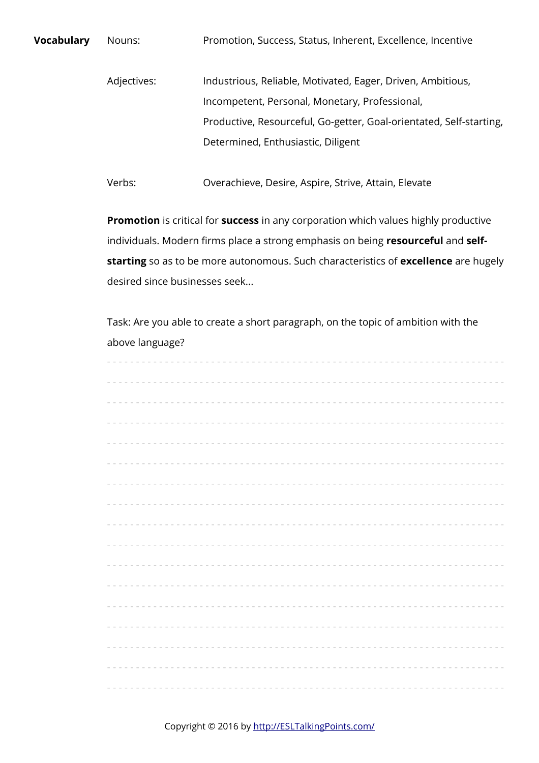**Vocabulary**

| | |
|---|---|
| Nouns: | Promotion, Success, Status, Inherent, Excellence, Incentive |
| Adjectives: | Industrious, Reliable, Motivated, Eager, Driven, Ambitious, Incompetent, Personal, Monetary, Professional, Productive, Resourceful, Go-getter, Goal-orientated, Self-starting, Determined, Enthusiastic, Diligent |
| Verbs: | Overachieve, Desire, Aspire, Strive, Attain, Elevate |

**Promotion** is critical for **success** in any corporation which values highly productive individuals. Modern firms place a strong emphasis on being **resourceful** and **self-starting** so as to be more autonomous. Such characteristics of **excellence** are hugely desired since businesses seek...

Task: Are you able to create a short paragraph, on the topic of ambition with the above language?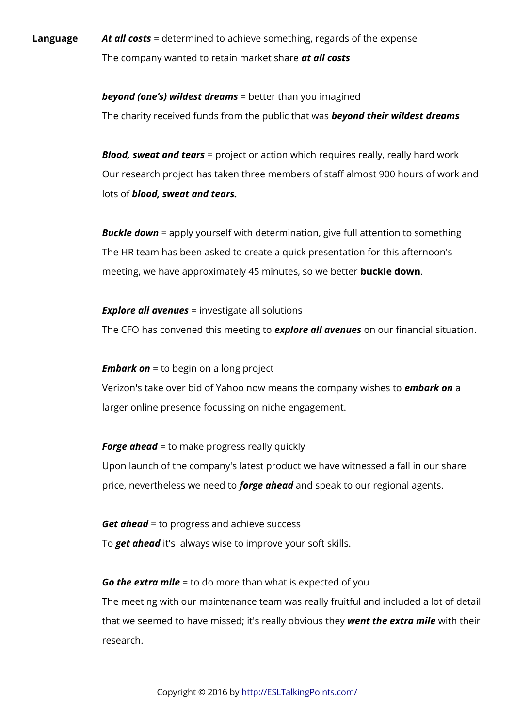**Language**

***At all costs*** = determined to achieve something, regards of the expense
The company wanted to retain market share ***at all costs***

***beyond (one's) wildest dreams*** = better than you imagined
The charity received funds from the public that was ***beyond their wildest dreams***

***Blood, sweat and tears*** = project or action which requires really, really hard work
Our research project has taken three members of staff almost 900 hours of work and lots of ***blood, sweat and tears.***

***Buckle down*** = apply yourself with determination, give full attention to something
The HR team has been asked to create a quick presentation for this afternoon's meeting, we have approximately 45 minutes, so we better **buckle down**.

***Explore all avenues*** = investigate all solutions
The CFO has convened this meeting to ***explore all avenues*** on our financial situation.

***Embark on*** = to begin on a long project
Verizon's take over bid of Yahoo now means the company wishes to ***embark on*** a larger online presence focussing on niche engagement.

***Forge ahead*** = to make progress really quickly
Upon launch of the company's latest product we have witnessed a fall in our share price, nevertheless we need to ***forge ahead*** and speak to our regional agents.

***Get ahead*** = to progress and achieve success
To ***get ahead*** it's always wise to improve your soft skills.

***Go the extra mile*** = to do more than what is expected of you
The meeting with our maintenance team was really fruitful and included a lot of detail that we seemed to have missed; it's really obvious they ***went the extra mile*** with their research.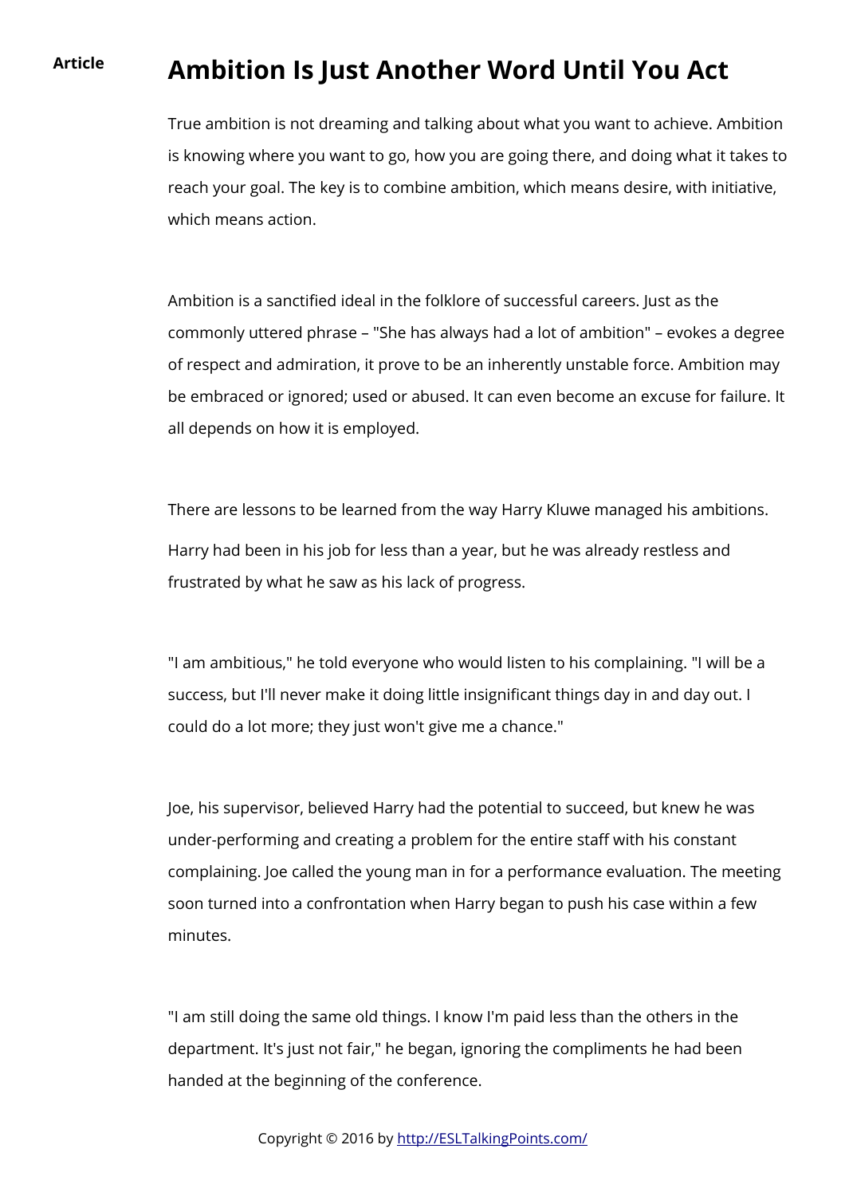**Article**

# Ambition Is Just Another Word Until You Act

True ambition is not dreaming and talking about what you want to achieve. Ambition is knowing where you want to go, how you are going there, and doing what it takes to reach your goal. The key is to combine ambition, which means desire, with initiative, which means action.

Ambition is a sanctified ideal in the folklore of successful careers. Just as the commonly uttered phrase – "She has always had a lot of ambition" – evokes a degree of respect and admiration, it prove to be an inherently unstable force. Ambition may be embraced or ignored; used or abused. It can even become an excuse for failure. It all depends on how it is employed.

There are lessons to be learned from the way Harry Kluwe managed his ambitions.

Harry had been in his job for less than a year, but he was already restless and frustrated by what he saw as his lack of progress.

"I am ambitious," he told everyone who would listen to his complaining. "I will be a success, but I'll never make it doing little insignificant things day in and day out. I could do a lot more; they just won't give me a chance."

Joe, his supervisor, believed Harry had the potential to succeed, but knew he was under-performing and creating a problem for the entire staff with his constant complaining. Joe called the young man in for a performance evaluation. The meeting soon turned into a confrontation when Harry began to push his case within a few minutes.

"I am still doing the same old things. I know I'm paid less than the others in the department. It's just not fair," he began, ignoring the compliments he had been handed at the beginning of the conference.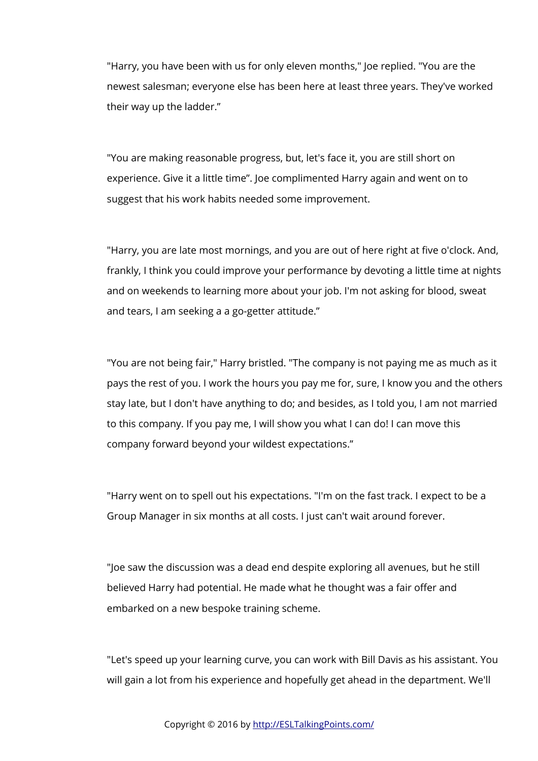"Harry, you have been with us for only eleven months," Joe replied. "You are the newest salesman; everyone else has been here at least three years. They've worked their way up the ladder."

"You are making reasonable progress, but, let's face it, you are still short on experience. Give it a little time". Joe complimented Harry again and went on to suggest that his work habits needed some improvement.

"Harry, you are late most mornings, and you are out of here right at five o'clock. And, frankly, I think you could improve your performance by devoting a little time at nights and on weekends to learning more about your job. I'm not asking for blood, sweat and tears, I am seeking a a go-getter attitude."

"You are not being fair," Harry bristled. "The company is not paying me as much as it pays the rest of you. I work the hours you pay me for, sure, I know you and the others stay late, but I don't have anything to do; and besides, as I told you, I am not married to this company. If you pay me, I will show you what I can do! I can move this company forward beyond your wildest expectations."

"Harry went on to spell out his expectations. "I'm on the fast track. I expect to be a Group Manager in six months at all costs. I just can't wait around forever.

"Joe saw the discussion was a dead end despite exploring all avenues, but he still believed Harry had potential. He made what he thought was a fair offer and embarked on a new bespoke training scheme.

"Let's speed up your learning curve, you can work with Bill Davis as his assistant. You will gain a lot from his experience and hopefully get ahead in the department. We'll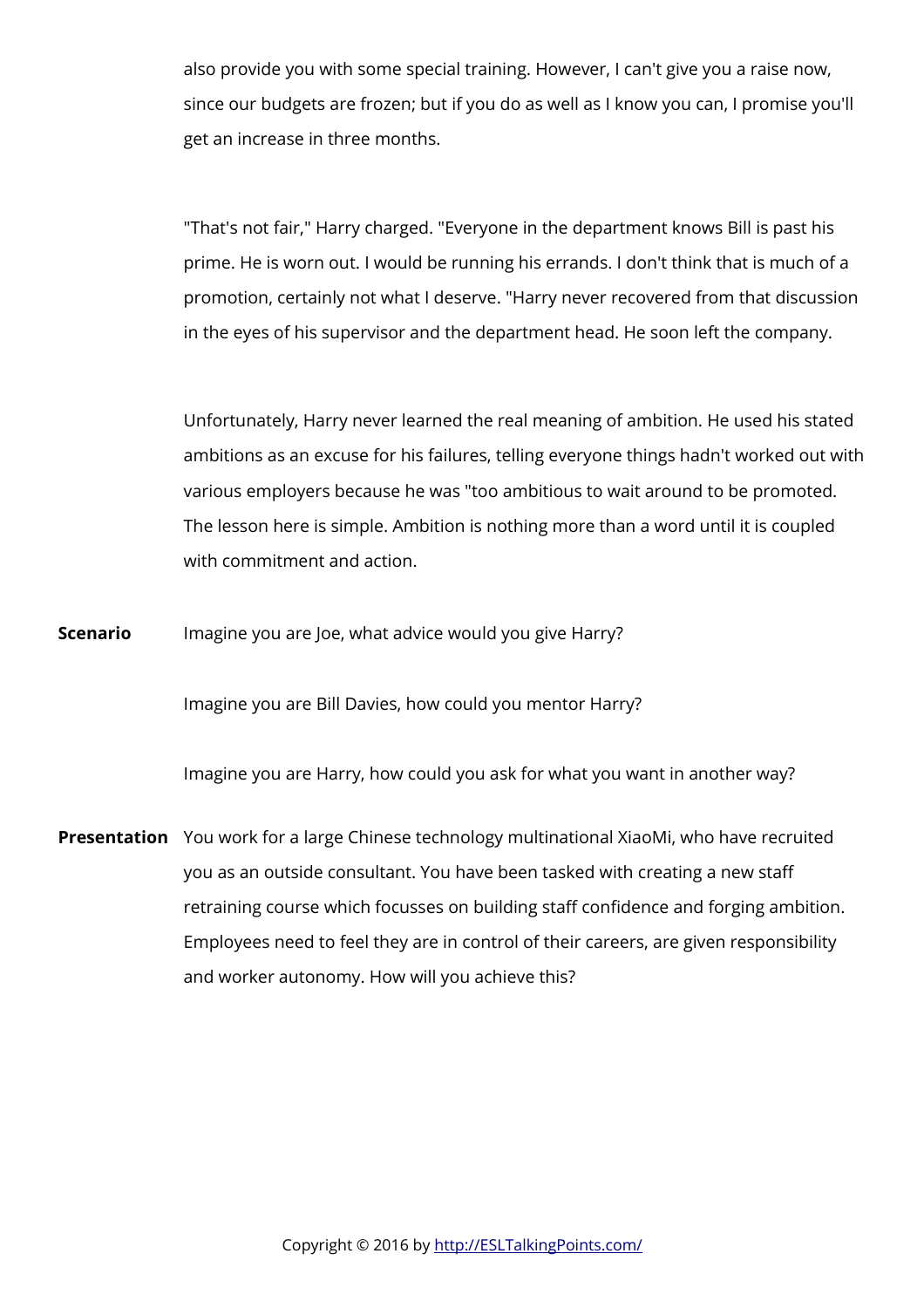also provide you with some special training. However, I can't give you a raise now, since our budgets are frozen; but if you do as well as I know you can, I promise you'll get an increase in three months.

"That's not fair," Harry charged. "Everyone in the department knows Bill is past his prime. He is worn out. I would be running his errands. I don't think that is much of a promotion, certainly not what I deserve. "Harry never recovered from that discussion in the eyes of his supervisor and the department head. He soon left the company.

Unfortunately, Harry never learned the real meaning of ambition. He used his stated ambitions as an excuse for his failures, telling everyone things hadn't worked out with various employers because he was "too ambitious to wait around to be promoted. The lesson here is simple. Ambition is nothing more than a word until it is coupled with commitment and action.

**Scenario** Imagine you are Joe, what advice would you give Harry?

Imagine you are Bill Davies, how could you mentor Harry?

Imagine you are Harry, how could you ask for what you want in another way?

**Presentation** You work for a large Chinese technology multinational XiaoMi, who have recruited you as an outside consultant. You have been tasked with creating a new staff retraining course which focusses on building staff confidence and forging ambition. Employees need to feel they are in control of their careers, are given responsibility and worker autonomy. How will you achieve this?

Copyright © 2016 by http://ESLTalkingPoints.com/